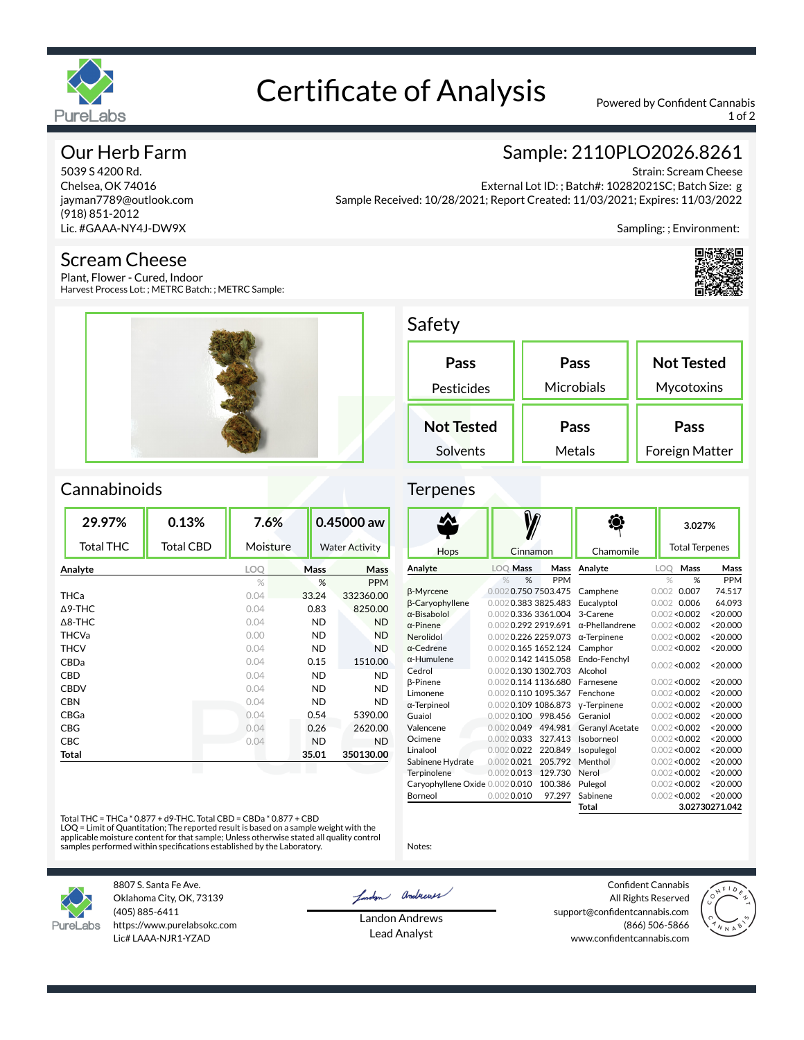# Certificate of Analysis

Powered by Confident Cannabis

## Our Herb Farm

5039 S 4200 Rd.
Chelsea, OK 74016
jayman7789@outlook.com
(918) 851-2012
Lic. #GAAA-NY4J-DW9X

## Sample: 2110PLO2026.8261

Strain: Scream Cheese
External Lot ID: ; Batch#: 10282021SC; Batch Size: g
Sample Received: 10/28/2021; Report Created: 11/03/2021; Expires: 11/03/2022
Sampling: ; Environment:

## Scream Cheese

Plant, Flower - Cured, Indoor
Harvest Process Lot: ; METRC Batch: ; METRC Sample:

## Safety

| Pass | Pass | Not Tested |
|---|---|---|
| Pesticides | Microbials | Mycotoxins |
| **Not Tested** | **Pass** | **Pass** |
| Solvents | Metals | Foreign Matter |

## Cannabinoids

| 29.97% | 0.13% | 7.6% | 0.45000 aw |
|---|---|---|---|
| Total THC | Total CBD | Moisture | Water Activity |

| Analyte | LOQ | Mass | Mass |
|---|---|---|---|
| | % | % | PPM |
| THCa | 0.04 | 33.24 | 332360.00 |
| Δ9-THC | 0.04 | 0.83 | 8250.00 |
| Δ8-THC | 0.04 | ND | ND |
| THCVa | 0.00 | ND | ND |
| THCV | 0.04 | ND | ND |
| CBDa | 0.04 | 0.15 | 1510.00 |
| CBD | 0.04 | ND | ND |
| CBDV | 0.04 | ND | ND |
| CBN | 0.04 | ND | ND |
| CBGa | 0.04 | 0.54 | 5390.00 |
| CBG | 0.04 | 0.26 | 2620.00 |
| CBC | 0.04 | ND | ND |
| **Total** | | **35.01** | **350130.00** |

Total THC = THCa * 0.877 + d9-THC. Total CBD = CBDa * 0.877 + CBD
LOQ = Limit of Quantitation; The reported result is based on a sample weight with the applicable moisture content for that sample; Unless otherwise stated all quality control samples performed within specifications established by the Laboratory.

## Terpenes

| Hops | Cinnamon | Chamomile | 3.027% Total Terpenes |
|---|---|---|---|

| Analyte | LOQ | Mass | Mass | Analyte | LOQ | Mass | Mass |
|---|---|---|---|---|---|---|---|
| | % | % | PPM | | % | % | PPM |
| β-Myrcene | 0.002 | 0.750 | 7503.475 | Camphene | 0.002 | 0.007 | 74.517 |
| β-Caryophyllene | 0.002 | 0.383 | 3825.483 | Eucalyptol | 0.002 | 0.006 | 64.093 |
| α-Bisabolol | 0.002 | 0.336 | 3361.004 | 3-Carene | 0.002 | <0.002 | <20.000 |
| α-Pinene | 0.002 | 0.292 | 2919.691 | α-Phellandrene | 0.002 | <0.002 | <20.000 |
| Nerolidol | 0.002 | 0.226 | 2259.073 | α-Terpinene | 0.002 | <0.002 | <20.000 |
| α-Cedrene | 0.002 | 0.165 | 1652.124 | Camphor | 0.002 | <0.002 | <20.000 |
| α-Humulene | 0.002 | 0.142 | 1415.058 | Endo-Fenchyl Alcohol | 0.002 | <0.002 | <20.000 |
| Cedrol | 0.002 | 0.130 | 1302.703 | Farnesene | 0.002 | <0.002 | <20.000 |
| β-Pinene | 0.002 | 0.114 | 1136.680 | Fenchone | 0.002 | <0.002 | <20.000 |
| Limonene | 0.002 | 0.110 | 1095.367 | γ-Terpinene | 0.002 | <0.002 | <20.000 |
| α-Terpineol | 0.002 | 0.109 | 1086.873 | Geraniol | 0.002 | <0.002 | <20.000 |
| Guaiol | 0.002 | 0.100 | 998.456 | Geranyl Acetate | 0.002 | <0.002 | <20.000 |
| Valencene | 0.002 | 0.049 | 494.981 | Isoborneol | 0.002 | <0.002 | <20.000 |
| Ocimene | 0.002 | 0.033 | 327.413 | Isopulegol | 0.002 | <0.002 | <20.000 |
| Linalool | 0.002 | 0.022 | 220.849 | Menthol | 0.002 | <0.002 | <20.000 |
| Sabinene Hydrate | 0.002 | 0.021 | 205.792 | Nerol | 0.002 | <0.002 | <20.000 |
| Terpinolene | 0.002 | 0.013 | 129.730 | Pulegol | 0.002 | <0.002 | <20.000 |
| Caryophyllene Oxide | 0.002 | 0.010 | 100.386 | Sabinene | 0.002 | <0.002 | <20.000 |
| Borneol | 0.002 | 0.010 | 97.297 | **Total** | | **3.027** | **30271.042** |

Notes:

PureLabs
8807 S. Santa Fe Ave.
Oklahoma City, OK, 73139
(405) 885-6411
https://www.purelabsokc.com
Lic# LAAA-NJR1-YZAD

Landon Andrews
Lead Analyst

Confident Cannabis
All Rights Reserved
support@confidentcannabis.com
(866) 506-5866
www.confidentcannabis.com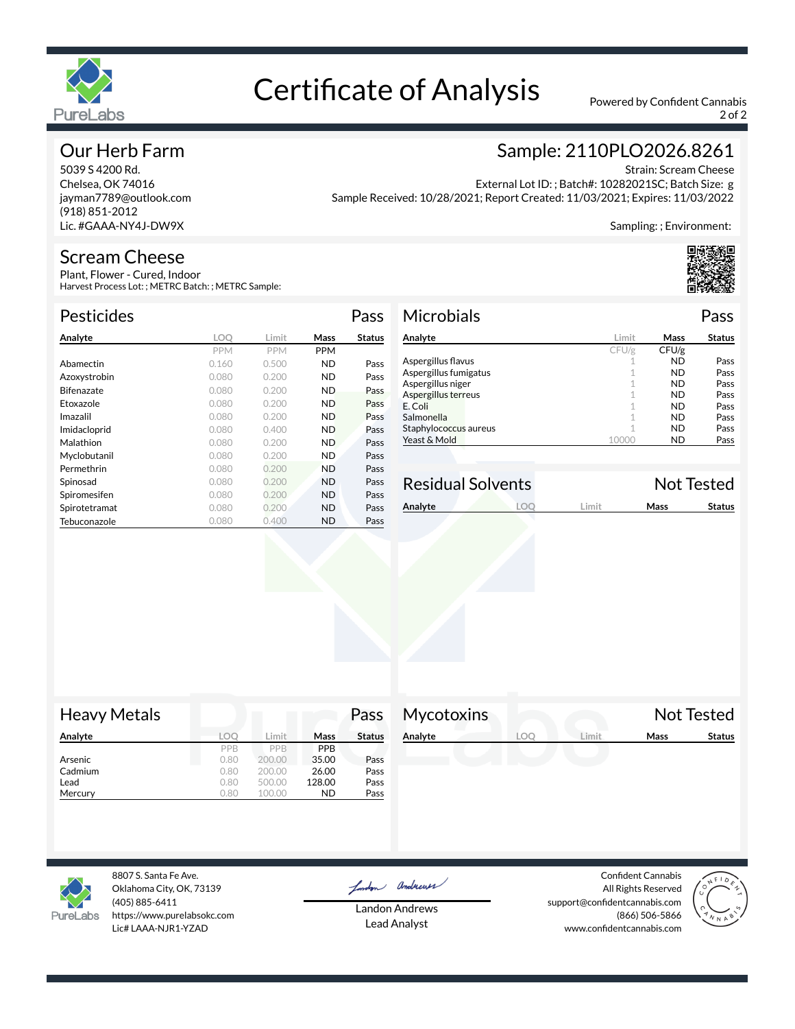# Certificate of Analysis

Powered by Confident Cannabis

## Our Herb Farm

5039 S 4200 Rd.
Chelsea, OK 74016
jayman7789@outlook.com
(918) 851-2012
Lic. #GAAA-NY4J-DW9X

## Sample: 2110PLO2026.8261

Strain: Scream Cheese
External Lot ID: ; Batch#: 10282021SC; Batch Size: g
Sample Received: 10/28/2021; Report Created: 11/03/2021; Expires: 11/03/2022

Sampling: ; Environment:

## Scream Cheese

Plant, Flower - Cured, Indoor
Harvest Process Lot: ; METRC Batch: ; METRC Sample:

### Pesticides — Pass

| Analyte | LOQ | Limit | Mass | Status |
|---|---|---|---|---|
| | PPM | PPM | PPM | |
| Abamectin | 0.160 | 0.500 | ND | Pass |
| Azoxystrobin | 0.080 | 0.200 | ND | Pass |
| Bifenazate | 0.080 | 0.200 | ND | Pass |
| Etoxazole | 0.080 | 0.200 | ND | Pass |
| Imazalil | 0.080 | 0.200 | ND | Pass |
| Imidacloprid | 0.080 | 0.400 | ND | Pass |
| Malathion | 0.080 | 0.200 | ND | Pass |
| Myclobutanil | 0.080 | 0.200 | ND | Pass |
| Permethrin | 0.080 | 0.200 | ND | Pass |
| Spinosad | 0.080 | 0.200 | ND | Pass |
| Spiromesifen | 0.080 | 0.200 | ND | Pass |
| Spirotetramat | 0.080 | 0.200 | ND | Pass |
| Tebuconazole | 0.080 | 0.400 | ND | Pass |

### Microbials — Pass

| Analyte | Limit | Mass | Status |
|---|---|---|---|
| | CFU/g | CFU/g | |
| Aspergillus flavus | 1 | ND | Pass |
| Aspergillus fumigatus | 1 | ND | Pass |
| Aspergillus niger | 1 | ND | Pass |
| Aspergillus terreus | 1 | ND | Pass |
| E. Coli | 1 | ND | Pass |
| Salmonella | 1 | ND | Pass |
| Staphylococcus aureus | 1 | ND | Pass |
| Yeast & Mold | 10000 | ND | Pass |

### Residual Solvents — Not Tested

| Analyte | LOQ | Limit | Mass | Status |
|---|---|---|---|---|

### Heavy Metals — Pass

| Analyte | LOQ | Limit | Mass | Status |
|---|---|---|---|---|
| | PPB | PPB | PPB | |
| Arsenic | 0.80 | 200.00 | 35.00 | Pass |
| Cadmium | 0.80 | 200.00 | 26.00 | Pass |
| Lead | 0.80 | 500.00 | 128.00 | Pass |
| Mercury | 0.80 | 100.00 | ND | Pass |

### Mycotoxins — Not Tested

| Analyte | LOQ | Limit | Mass | Status |
|---|---|---|---|---|

PureLabs
8807 S. Santa Fe Ave.
Oklahoma City, OK, 73139
(405) 885-6411
https://www.purelabsokc.com
Lic# LAAA-NJR1-YZAD

Landon Andrews
Lead Analyst

Confident Cannabis
All Rights Reserved
support@confidentcannabis.com
(866) 506-5866
www.confidentcannabis.com